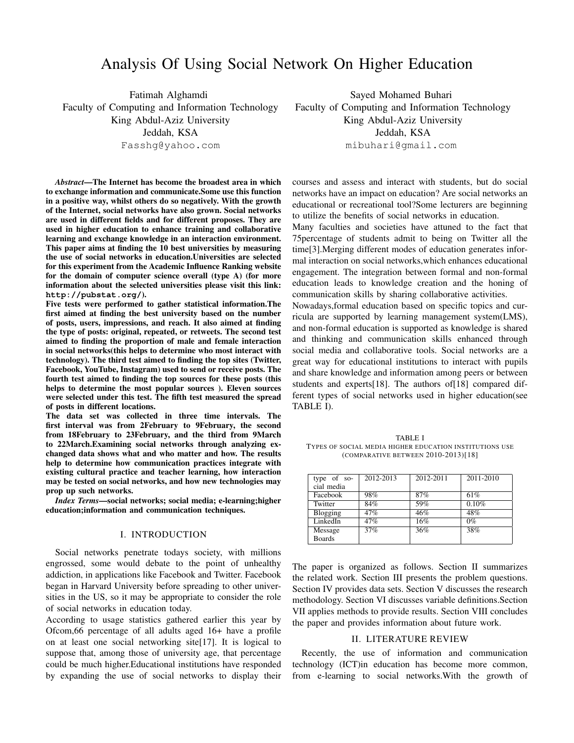# Analysis Of Using Social Network On Higher Education

Fatimah Alghamdi
Faculty of Computing and Information Technology
King Abdul-Aziz University
Jeddah, KSA
Fasshg@yahoo.com

Sayed Mohamed Buhari
Faculty of Computing and Information Technology
King Abdul-Aziz University
Jeddah, KSA
mibuhari@gmail.com

***Abstract*—The Internet has become the broadest area in which to exchange information and communicate.Some use this function in a positive way, whilst others do so negatively. With the growth of the Internet, social networks have also grown. Social networks are used in different fields and for different proposes. They are used in higher education to enhance training and collaborative learning and exchange knowledge in an interaction environment. This paper aims at finding the 10 best universities by measuring the use of social networks in education.Universities are selected for this experiment from the Academic Influence Ranking website for the domain of computer science overall (type A) (for more information about the selected universities please visit this link: `http://pubstat.org/`).**

**Five tests were performed to gather statistical information.The first aimed at finding the best university based on the number of posts, users, impressions, and reach. It also aimed at finding the type of posts: original, repeated, or retweets. The second test aimed to finding the proportion of male and female interaction in social networks(this helps to determine who most interact with technology). The third test aimed to finding the top sites (Twitter, Facebook, YouTube, Instagram) used to send or receive posts. The fourth test aimed to finding the top sources for these posts (this helps to determine the most popular sources ). Eleven sources were selected under this test. The fifth test measured the spread of posts in different locations.**

**The data set was collected in three time intervals. The first interval was from 2February to 9February, the second from 18February to 23February, and the third from 9March to 22March.Examining social networks through analyzing exchanged data shows what and who matter and how. The results help to determine how communication practices integrate with existing cultural practice and teacher learning, how interaction may be tested on social networks, and how new technologies may prop up such networks.**

***Index Terms*—social networks; social media; e-learning;higher education;information and communication techniques.**

## I. INTRODUCTION

Social networks penetrate todays society, with millions engrossed, some would debate to the point of unhealthy addiction, in applications like Facebook and Twitter. Facebook began in Harvard University before spreading to other universities in the US, so it may be appropriate to consider the role of social networks in education today.

According to usage statistics gathered earlier this year by Ofcom,66 percentage of all adults aged 16+ have a profile on at least one social networking site[17]. It is logical to suppose that, among those of university age, that percentage could be much higher.Educational institutions have responded by expanding the use of social networks to display their courses and assess and interact with students, but do social networks have an impact on education? Are social networks an educational or recreational tool?Some lecturers are beginning to utilize the benefits of social networks in education.

Many faculties and societies have attuned to the fact that 75percentage of students admit to being on Twitter all the time[3].Merging different modes of education generates informal interaction on social networks,which enhances educational engagement. The integration between formal and non-formal education leads to knowledge creation and the honing of communication skills by sharing collaborative activities.

Nowadays,formal education based on specific topics and curricula are supported by learning management system(LMS), and non-formal education is supported as knowledge is shared and thinking and communication skills enhanced through social media and collaborative tools. Social networks are a great way for educational institutions to interact with pupils and share knowledge and information among peers or between students and experts[18]. The authors of[18] compared different types of social networks used in higher education(see TABLE I).

TABLE I
TYPES OF SOCIAL MEDIA HIGHER EDUCATION INSTITUTIONS USE (COMPARATIVE BETWEEN 2010-2013)[18]

| type of social media | 2012-2013 | 2012-2011 | 2011-2010 |
|---|---|---|---|
| Facebook | 98% | 87% | 61% |
| Twitter | 84% | 59% | 0.10% |
| Blogging | 47% | 46% | 48% |
| LinkedIn | 47% | 16% | 0% |
| Message Boards | 37% | 36% | 38% |

The paper is organized as follows. Section II summarizes the related work. Section III presents the problem questions. Section IV provides data sets. Section V discusses the research methodology. Section VI discusses variable definitions.Section VII applies methods to provide results. Section VIII concludes the paper and provides information about future work.

## II. LITERATURE REVIEW

Recently, the use of information and communication technology (ICT)in education has become more common, from e-learning to social networks.With the growth of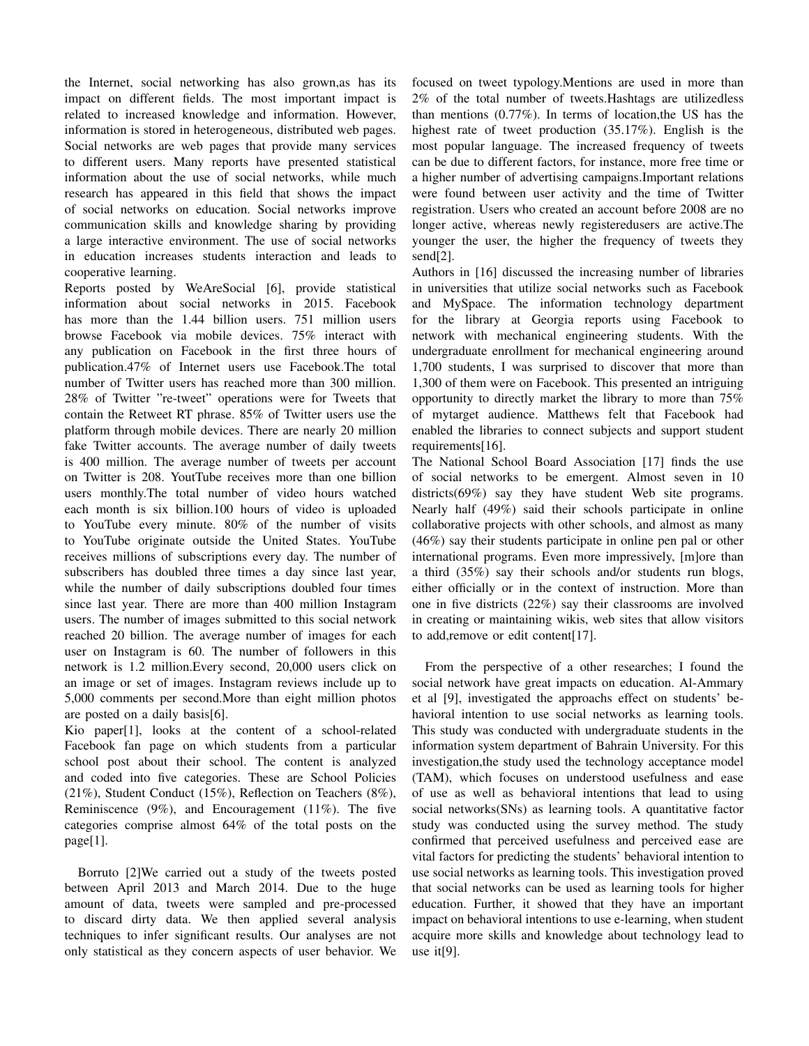the Internet, social networking has also grown,as has its impact on different fields. The most important impact is related to increased knowledge and information. However, information is stored in heterogeneous, distributed web pages. Social networks are web pages that provide many services to different users. Many reports have presented statistical information about the use of social networks, while much research has appeared in this field that shows the impact of social networks on education. Social networks improve communication skills and knowledge sharing by providing a large interactive environment. The use of social networks in education increases students interaction and leads to cooperative learning.

Reports posted by WeAreSocial [6], provide statistical information about social networks in 2015. Facebook has more than the 1.44 billion users. 751 million users browse Facebook via mobile devices. 75% interact with any publication on Facebook in the first three hours of publication.47% of Internet users use Facebook.The total number of Twitter users has reached more than 300 million. 28% of Twitter "re-tweet" operations were for Tweets that contain the Retweet RT phrase. 85% of Twitter users use the platform through mobile devices. There are nearly 20 million fake Twitter accounts. The average number of daily tweets is 400 million. The average number of tweets per account on Twitter is 208. YoutTube receives more than one billion users monthly.The total number of video hours watched each month is six billion.100 hours of video is uploaded to YouTube every minute. 80% of the number of visits to YouTube originate outside the United States. YouTube receives millions of subscriptions every day. The number of subscribers has doubled three times a day since last year, while the number of daily subscriptions doubled four times since last year. There are more than 400 million Instagram users. The number of images submitted to this social network reached 20 billion. The average number of images for each user on Instagram is 60. The number of followers in this network is 1.2 million.Every second, 20,000 users click on an image or set of images. Instagram reviews include up to 5,000 comments per second.More than eight million photos are posted on a daily basis[6].

Kio paper[1], looks at the content of a school-related Facebook fan page on which students from a particular school post about their school. The content is analyzed and coded into five categories. These are School Policies (21%), Student Conduct (15%), Reflection on Teachers (8%), Reminiscence (9%), and Encouragement (11%). The five categories comprise almost 64% of the total posts on the page[1].

Borruto [2]We carried out a study of the tweets posted between April 2013 and March 2014. Due to the huge amount of data, tweets were sampled and pre-processed to discard dirty data. We then applied several analysis techniques to infer significant results. Our analyses are not only statistical as they concern aspects of user behavior. We focused on tweet typology.Mentions are used in more than 2% of the total number of tweets.Hashtags are utilizedless than mentions (0.77%). In terms of location,the US has the highest rate of tweet production (35.17%). English is the most popular language. The increased frequency of tweets can be due to different factors, for instance, more free time or a higher number of advertising campaigns.Important relations were found between user activity and the time of Twitter registration. Users who created an account before 2008 are no longer active, whereas newly registeredusers are active.The younger the user, the higher the frequency of tweets they send[2].

Authors in [16] discussed the increasing number of libraries in universities that utilize social networks such as Facebook and MySpace. The information technology department for the library at Georgia reports using Facebook to network with mechanical engineering students. With the undergraduate enrollment for mechanical engineering around 1,700 students, I was surprised to discover that more than 1,300 of them were on Facebook. This presented an intriguing opportunity to directly market the library to more than 75% of mytarget audience. Matthews felt that Facebook had enabled the libraries to connect subjects and support student requirements[16].

The National School Board Association [17] finds the use of social networks to be emergent. Almost seven in 10 districts(69%) say they have student Web site programs. Nearly half (49%) said their schools participate in online collaborative projects with other schools, and almost as many (46%) say their students participate in online pen pal or other international programs. Even more impressively, [m]ore than a third (35%) say their schools and/or students run blogs, either officially or in the context of instruction. More than one in five districts (22%) say their classrooms are involved in creating or maintaining wikis, web sites that allow visitors to add,remove or edit content[17].

From the perspective of a other researches; I found the social network have great impacts on education. Al-Ammary et al [9], investigated the approachs effect on students' behavioral intention to use social networks as learning tools. This study was conducted with undergraduate students in the information system department of Bahrain University. For this investigation,the study used the technology acceptance model (TAM), which focuses on understood usefulness and ease of use as well as behavioral intentions that lead to using social networks(SNs) as learning tools. A quantitative factor study was conducted using the survey method. The study confirmed that perceived usefulness and perceived ease are vital factors for predicting the students' behavioral intention to use social networks as learning tools. This investigation proved that social networks can be used as learning tools for higher education. Further, it showed that they have an important impact on behavioral intentions to use e-learning, when student acquire more skills and knowledge about technology lead to use it[9].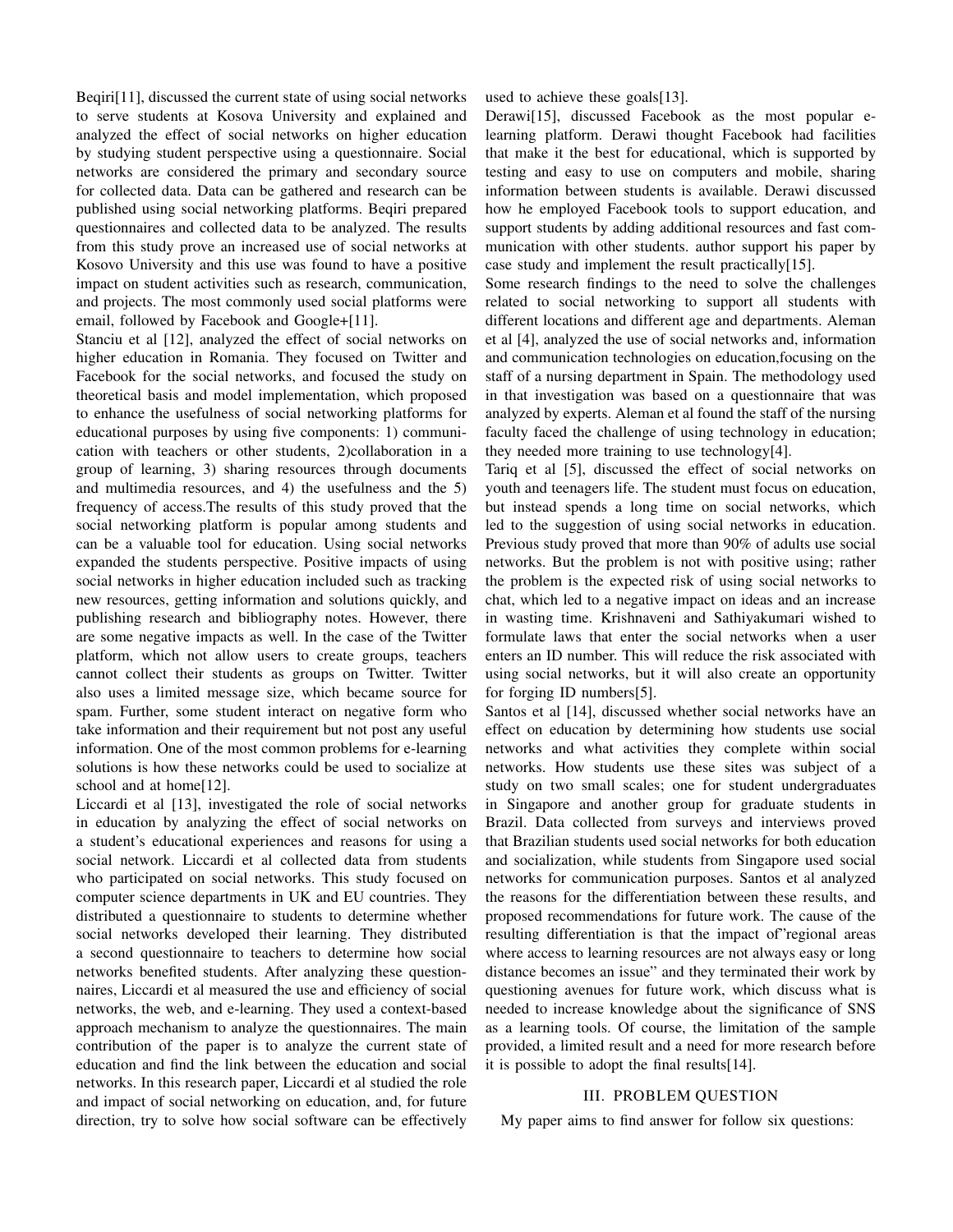Beqiri[11], discussed the current state of using social networks to serve students at Kosova University and explained and analyzed the effect of social networks on higher education by studying student perspective using a questionnaire. Social networks are considered the primary and secondary source for collected data. Data can be gathered and research can be published using social networking platforms. Beqiri prepared questionnaires and collected data to be analyzed. The results from this study prove an increased use of social networks at Kosovo University and this use was found to have a positive impact on student activities such as research, communication, and projects. The most commonly used social platforms were email, followed by Facebook and Google+[11].

Stanciu et al [12], analyzed the effect of social networks on higher education in Romania. They focused on Twitter and Facebook for the social networks, and focused the study on theoretical basis and model implementation, which proposed to enhance the usefulness of social networking platforms for educational purposes by using five components: 1) communication with teachers or other students, 2)collaboration in a group of learning, 3) sharing resources through documents and multimedia resources, and 4) the usefulness and the 5) frequency of access.The results of this study proved that the social networking platform is popular among students and can be a valuable tool for education. Using social networks expanded the students perspective. Positive impacts of using social networks in higher education included such as tracking new resources, getting information and solutions quickly, and publishing research and bibliography notes. However, there are some negative impacts as well. In the case of the Twitter platform, which not allow users to create groups, teachers cannot collect their students as groups on Twitter. Twitter also uses a limited message size, which became source for spam. Further, some student interact on negative form who take information and their requirement but not post any useful information. One of the most common problems for e-learning solutions is how these networks could be used to socialize at school and at home[12].

Liccardi et al [13], investigated the role of social networks in education by analyzing the effect of social networks on a student's educational experiences and reasons for using a social network. Liccardi et al collected data from students who participated on social networks. This study focused on computer science departments in UK and EU countries. They distributed a questionnaire to students to determine whether social networks developed their learning. They distributed a second questionnaire to teachers to determine how social networks benefited students. After analyzing these questionnaires, Liccardi et al measured the use and efficiency of social networks, the web, and e-learning. They used a context-based approach mechanism to analyze the questionnaires. The main contribution of the paper is to analyze the current state of education and find the link between the education and social networks. In this research paper, Liccardi et al studied the role and impact of social networking on education, and, for future direction, try to solve how social software can be effectively used to achieve these goals[13].

Derawi[15], discussed Facebook as the most popular e-learning platform. Derawi thought Facebook had facilities that make it the best for educational, which is supported by testing and easy to use on computers and mobile, sharing information between students is available. Derawi discussed how he employed Facebook tools to support education, and support students by adding additional resources and fast communication with other students. author support his paper by case study and implement the result practically[15].

Some research findings to the need to solve the challenges related to social networking to support all students with different locations and different age and departments. Aleman et al [4], analyzed the use of social networks and, information and communication technologies on education,focusing on the staff of a nursing department in Spain. The methodology used in that investigation was based on a questionnaire that was analyzed by experts. Aleman et al found the staff of the nursing faculty faced the challenge of using technology in education; they needed more training to use technology[4].

Tariq et al [5], discussed the effect of social networks on youth and teenagers life. The student must focus on education, but instead spends a long time on social networks, which led to the suggestion of using social networks in education. Previous study proved that more than 90% of adults use social networks. But the problem is not with positive using; rather the problem is the expected risk of using social networks to chat, which led to a negative impact on ideas and an increase in wasting time. Krishnaveni and Sathiyakumari wished to formulate laws that enter the social networks when a user enters an ID number. This will reduce the risk associated with using social networks, but it will also create an opportunity for forging ID numbers[5].

Santos et al [14], discussed whether social networks have an effect on education by determining how students use social networks and what activities they complete within social networks. How students use these sites was subject of a study on two small scales; one for student undergraduates in Singapore and another group for graduate students in Brazil. Data collected from surveys and interviews proved that Brazilian students used social networks for both education and socialization, while students from Singapore used social networks for communication purposes. Santos et al analyzed the reasons for the differentiation between these results, and proposed recommendations for future work. The cause of the resulting differentiation is that the impact of"regional areas where access to learning resources are not always easy or long distance becomes an issue" and they terminated their work by questioning avenues for future work, which discuss what is needed to increase knowledge about the significance of SNS as a learning tools. Of course, the limitation of the sample provided, a limited result and a need for more research before it is possible to adopt the final results[14].

## III. Problem Question

My paper aims to find answer for follow six questions: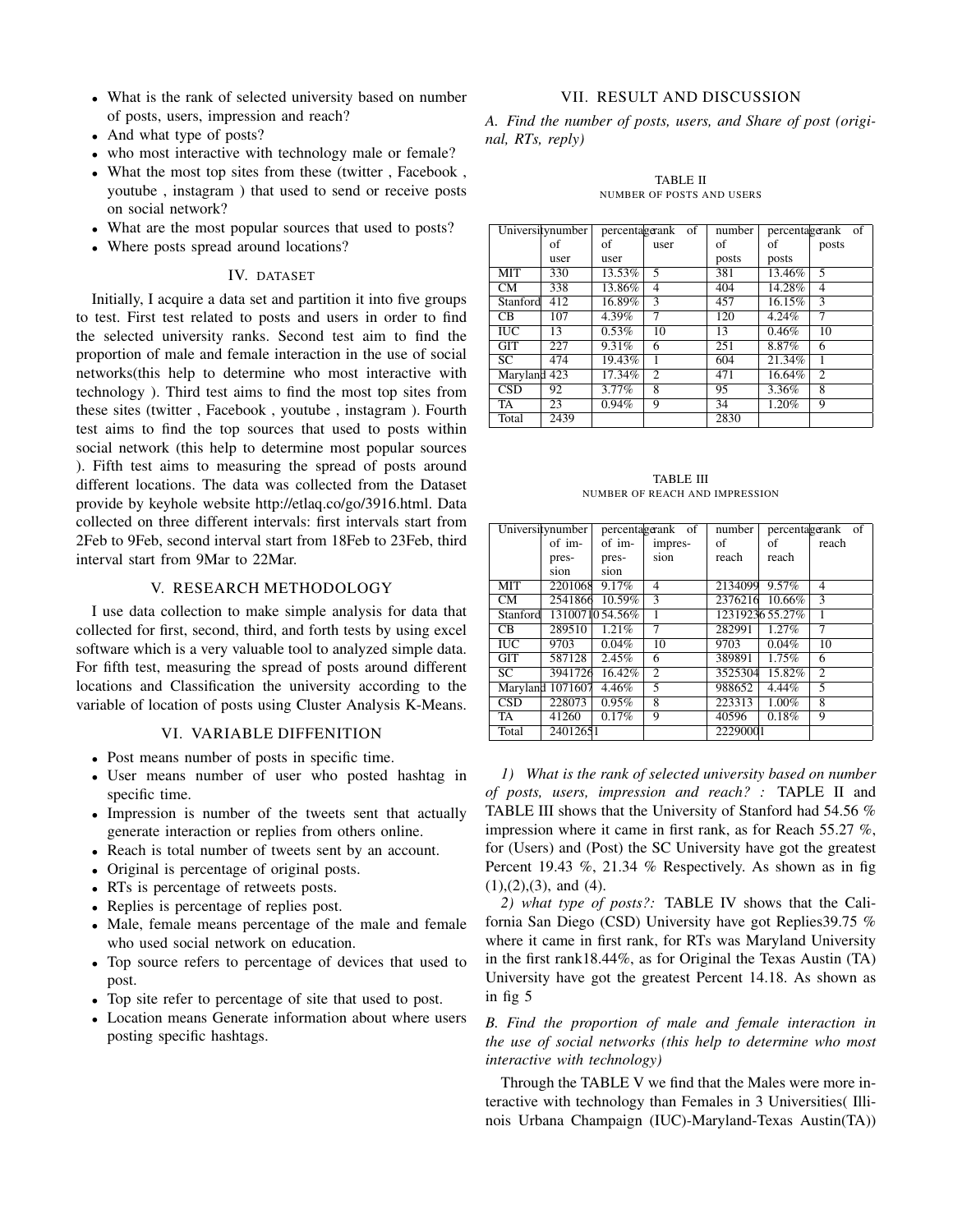- What is the rank of selected university based on number of posts, users, impression and reach?
- And what type of posts?
- who most interactive with technology male or female?
- What the most top sites from these (twitter , Facebook , youtube , instagram ) that used to send or receive posts on social network?
- What are the most popular sources that used to posts?
- Where posts spread around locations?

## IV. DATASET

Initially, I acquire a data set and partition it into five groups to test. First test related to posts and users in order to find the selected university ranks. Second test aim to find the proportion of male and female interaction in the use of social networks(this help to determine who most interactive with technology ). Third test aims to find the most top sites from these sites (twitter , Facebook , youtube , instagram ). Fourth test aims to find the top sources that used to posts within social network (this help to determine most popular sources ). Fifth test aims to measuring the spread of posts around different locations. The data was collected from the Dataset provide by keyhole website http://etlaq.co/go/3916.html. Data collected on three different intervals: first intervals start from 2Feb to 9Feb, second interval start from 18Feb to 23Feb, third interval start from 9Mar to 22Mar.

## V. RESEARCH METHODOLOGY

I use data collection to make simple analysis for data that collected for first, second, third, and forth tests by using excel software which is a very valuable tool to analyzed simple data. For fifth test, measuring the spread of posts around different locations and Classification the university according to the variable of location of posts using Cluster Analysis K-Means.

## VI. VARIABLE DIFFENITION

- Post means number of posts in specific time.
- User means number of user who posted hashtag in specific time.
- Impression is number of the tweets sent that actually generate interaction or replies from others online.
- Reach is total number of tweets sent by an account.
- Original is percentage of original posts.
- RTs is percentage of retweets posts.
- Replies is percentage of replies post.
- Male, female means percentage of the male and female who used social network on education.
- Top source refers to percentage of devices that used to post.
- Top site refer to percentage of site that used to post.
- Location means Generate information about where users posting specific hashtags.

## VII. RESULT AND DISCUSSION

### *A. Find the number of posts, users, and Share of post (original, RTs, reply)*

TABLE II
NUMBER OF POSTS AND USERS

| University | number of user | percentage of user | rank of user | number of posts | percentage of posts | rank of posts |
|---|---|---|---|---|---|---|
| MIT | 330 | 13.53% | 5 | 381 | 13.46% | 5 |
| CM | 338 | 13.86% | 4 | 404 | 14.28% | 4 |
| Stanford | 412 | 16.89% | 3 | 457 | 16.15% | 3 |
| CB | 107 | 4.39% | 7 | 120 | 4.24% | 7 |
| IUC | 13 | 0.53% | 10 | 13 | 0.46% | 10 |
| GIT | 227 | 9.31% | 6 | 251 | 8.87% | 6 |
| SC | 474 | 19.43% | 1 | 604 | 21.34% | 1 |
| Maryland | 423 | 17.34% | 2 | 471 | 16.64% | 2 |
| CSD | 92 | 3.77% | 8 | 95 | 3.36% | 8 |
| TA | 23 | 0.94% | 9 | 34 | 1.20% | 9 |
| Total | 2439 | | | 2830 | | |

TABLE III
NUMBER OF REACH AND IMPRESSION

| University | number of impression | percentage of impression | rank of impression | number of reach | percentage of reach | rank of reach |
|---|---|---|---|---|---|---|
| MIT | 2201068 | 9.17% | 4 | 2134099 | 9.57% | 4 |
| CM | 2541866 | 10.59% | 3 | 2376216 | 10.66% | 3 |
| Stanford | 13100710 | 54.56% | 1 | 12319236 | 55.27% | 1 |
| CB | 289510 | 1.21% | 7 | 282991 | 1.27% | 7 |
| IUC | 9703 | 0.04% | 10 | 9703 | 0.04% | 10 |
| GIT | 587128 | 2.45% | 6 | 389891 | 1.75% | 6 |
| SC | 3941726 | 16.42% | 2 | 3525304 | 15.82% | 2 |
| Maryland | 1071607 | 4.46% | 5 | 988652 | 4.44% | 5 |
| CSD | 228073 | 0.95% | 8 | 223313 | 1.00% | 8 |
| TA | 41260 | 0.17% | 9 | 40596 | 0.18% | 9 |
| Total | 24012651 | | | 22290001 | | |

*1) What is the rank of selected university based on number of posts, users, impression and reach? :* TAPLE II and TABLE III shows that the University of Stanford had 54.56 % impression where it came in first rank, as for Reach 55.27 %, for (Users) and (Post) the SC University have got the greatest Percent 19.43 %, 21.34 % Respectively. As shown as in fig (1),(2),(3), and (4).

*2) what type of posts?:* TABLE IV shows that the California San Diego (CSD) University have got Replies39.75 % where it came in first rank, for RTs was Maryland University in the first rank18.44%, as for Original the Texas Austin (TA) University have got the greatest Percent 14.18. As shown as in fig 5

### *B. Find the proportion of male and female interaction in the use of social networks (this help to determine who most interactive with technology)*

Through the TABLE V we find that the Males were more interactive with technology than Females in 3 Universities( Illinois Urbana Champaign (IUC)-Maryland-Texas Austin(TA))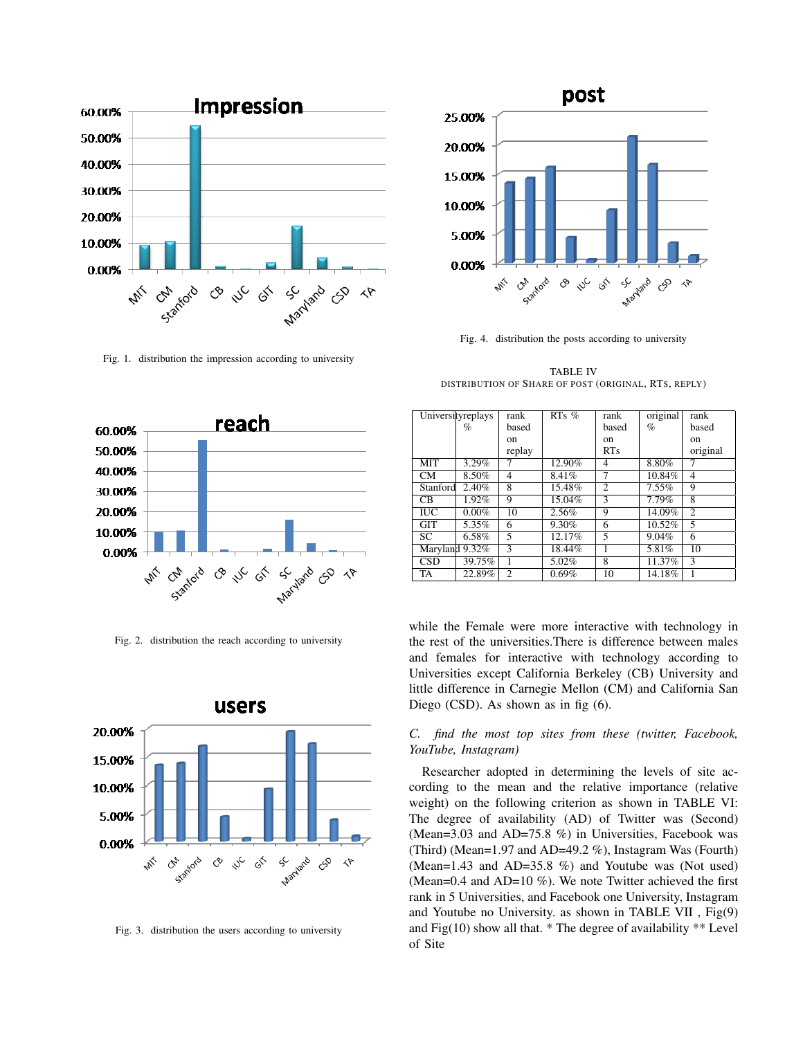Fig. 1. distribution the impression according to university

Fig. 2. distribution the reach according to university

Fig. 3. distribution the users according to university

Fig. 4. distribution the posts according to university

TABLE IV
DISTRIBUTION OF SHARE OF POST (ORIGINAL, RTS, REPLY)

| University | replays % | rank based on replay | RTs % | rank based on RTs | original % | rank based on original |
|---|---|---|---|---|---|---|
| MIT | 3.29% | 7 | 12.90% | 4 | 8.80% | 7 |
| CM | 8.50% | 4 | 8.41% | 7 | 10.84% | 4 |
| Stanford | 2.40% | 8 | 15.48% | 2 | 7.55% | 9 |
| CB | 1.92% | 9 | 15.04% | 3 | 7.79% | 8 |
| IUC | 0.00% | 10 | 2.56% | 9 | 14.09% | 2 |
| GIT | 5.35% | 6 | 9.30% | 6 | 10.52% | 5 |
| SC | 6.58% | 5 | 12.17% | 5 | 9.04% | 6 |
| Maryland | 9.32% | 3 | 18.44% | 1 | 5.81% | 10 |
| CSD | 39.75% | 1 | 5.02% | 8 | 11.37% | 3 |
| TA | 22.89% | 2 | 0.69% | 10 | 14.18% | 1 |

while the Female were more interactive with technology in the rest of the universities.There is difference between males and females for interactive with technology according to Universities except California Berkeley (CB) University and little difference in Carnegie Mellon (CM) and California San Diego (CSD). As shown as in fig (6).

### *C. find the most top sites from these (twitter, Facebook, YouTube, Instagram)*

Researcher adopted in determining the levels of site according to the mean and the relative importance (relative weight) on the following criterion as shown in TABLE VI: The degree of availability (AD) of Twitter was (Second) (Mean=3.03 and AD=75.8 %) in Universities, Facebook was (Third) (Mean=1.97 and AD=49.2 %), Instagram Was (Fourth) (Mean=1.43 and AD=35.8 %) and Youtube was (Not used) (Mean=0.4 and AD=10 %). We note Twitter achieved the first rank in 5 Universities, and Facebook one University, Instagram and Youtube no University. as shown in TABLE VII , Fig(9) and Fig(10) show all that. * The degree of availability ** Level of Site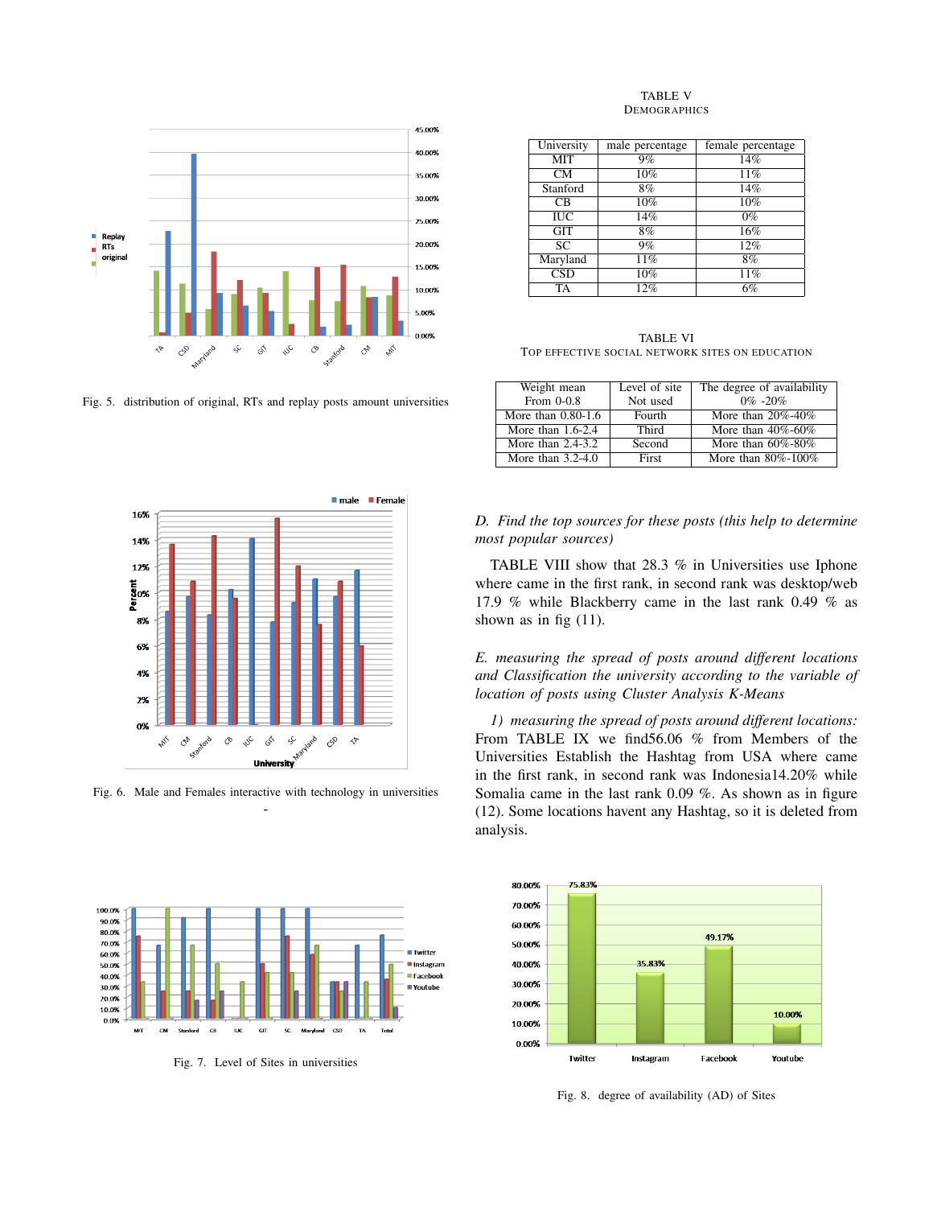Fig. 5. distribution of original, RTs and replay posts amount universities

Fig. 6. Male and Females interactive with technology in universities

-

Fig. 7. Level of Sites in universities

TABLE V
DEMOGRAPHICS

| University | male percentage | female percentage |
|---|---|---|
| MIT | 9% | 14% |
| CM | 10% | 11% |
| Stanford | 8% | 14% |
| CB | 10% | 10% |
| IUC | 14% | 0% |
| GIT | 8% | 16% |
| SC | 9% | 12% |
| Maryland | 11% | 8% |
| CSD | 10% | 11% |
| TA | 12% | 6% |

TABLE VI
TOP EFFECTIVE SOCIAL NETWORK SITES ON EDUCATION

| Weight mean | Level of site | The degree of availability |
|---|---|---|
| From 0-0.8 | Not used | 0% -20% |
| More than 0.80-1.6 | Fourth | More than 20%-40% |
| More than 1.6-2.4 | Third | More than 40%-60% |
| More than 2.4-3.2 | Second | More than 60%-80% |
| More than 3.2-4.0 | First | More than 80%-100% |

*D. Find the top sources for these posts (this help to determine most popular sources)*

TABLE VIII show that 28.3 % in Universities use Iphone where came in the first rank, in second rank was desktop/web 17.9 % while Blackberry came in the last rank 0.49 % as shown as in fig (11).

*E. measuring the spread of posts around different locations and Classification the university according to the variable of location of posts using Cluster Analysis K-Means*

*1) measuring the spread of posts around different locations:* From TABLE IX we find56.06 % from Members of the Universities Establish the Hashtag from USA where came in the first rank, in second rank was Indonesia14.20% while Somalia came in the last rank 0.09 %. As shown as in figure (12). Some locations havent any Hashtag, so it is deleted from analysis.

Fig. 8. degree of availability (AD) of Sites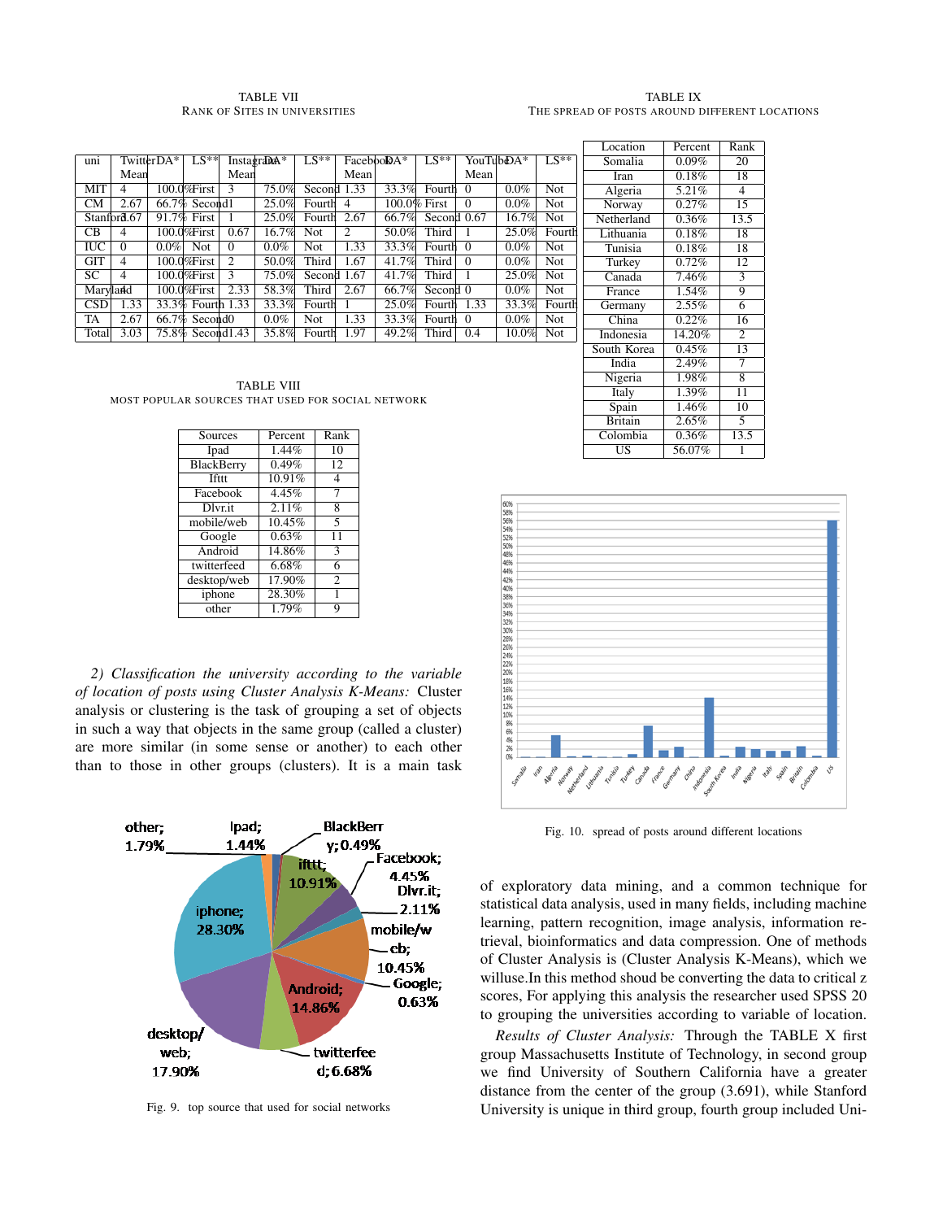TABLE VII
RANK OF SITES IN UNIVERSITIES

| uni | Twitter Mean | DA* | LS** | Instagram Mean | DA* | LS** | Facebook Mean | DA* | LS** | YouTube Mean | DA* | LS** |
|---|---|---|---|---|---|---|---|---|---|---|---|---|
| MIT | 4 | 100.0% | First | 3 | 75.0% | Second | 1.33 | 33.3% | Fourth | 0 | 0.0% | Not |
| CM | 2.67 | 66.7% | Second | 1 | 25.0% | Fourth | 4 | 100.0% | First | 0 | 0.0% | Not |
| Stanford | 3.67 | 91.7% | First | 1 | 25.0% | Fourth | 2.67 | 66.7% | Second | 0.67 | 16.7% | Not |
| CB | 4 | 100.0% | First | 0.67 | 16.7% | Not | 2 | 50.0% | Third | 1 | 25.0% | Fourth |
| IUC | 0 | 0.0% | Not | 0 | 0.0% | Not | 1.33 | 33.3% | Fourth | 0 | 0.0% | Not |
| GIT | 4 | 100.0% | First | 2 | 50.0% | Third | 1.67 | 41.7% | Third | 0 | 0.0% | Not |
| SC | 4 | 100.0% | First | 3 | 75.0% | Second | 1.67 | 41.7% | Third | 1 | 25.0% | Not |
| Maryland | 4 | 100.0% | First | 2.33 | 58.3% | Third | 2.67 | 66.7% | Second | 0 | 0.0% | Not |
| CSD | 1.33 | 33.3% | Fourth | 1.33 | 33.3% | Fourth | 1 | 25.0% | Fourth | 1.33 | 33.3% | Fourth |
| TA | 2.67 | 66.7% | Second | 0 | 0.0% | Not | 1.33 | 33.3% | Fourth | 0 | 0.0% | Not |
| Total | 3.03 | 75.8% | Second | 1.43 | 35.8% | Fourth | 1.97 | 49.2% | Third | 0.4 | 10.0% | Not |

TABLE VIII
MOST POPULAR SOURCES THAT USED FOR SOCIAL NETWORK

| Sources | Percent | Rank |
|---|---|---|
| Ipad | 1.44% | 10 |
| BlackBerry | 0.49% | 12 |
| Ifttt | 10.91% | 4 |
| Facebook | 4.45% | 7 |
| Dlvr.it | 2.11% | 8 |
| mobile/web | 10.45% | 5 |
| Google | 0.63% | 11 |
| Android | 14.86% | 3 |
| twitterfeed | 6.68% | 6 |
| desktop/web | 17.90% | 2 |
| iphone | 28.30% | 1 |
| other | 1.79% | 9 |

*2) Classification the university according to the variable of location of posts using Cluster Analysis K-Means:* Cluster analysis or clustering is the task of grouping a set of objects in such a way that objects in the same group (called a cluster) are more similar (in some sense or another) to each other than to those in other groups (clusters). It is a main task of exploratory data mining, and a common technique for statistical data analysis, used in many fields, including machine learning, pattern recognition, image analysis, information retrieval, bioinformatics and data compression. One of methods of Cluster Analysis is (Cluster Analysis K-Means), which we willuse.In this method shoud be converting the data to critical z scores, For applying this analysis the researcher used SPSS 20 to grouping the universities according to variable of location.

Fig. 9. top source that used for social networks

TABLE IX
THE SPREAD OF POSTS AROUND DIFFERENT LOCATIONS

| Location | Percent | Rank |
|---|---|---|
| Somalia | 0.09% | 20 |
| Iran | 0.18% | 18 |
| Algeria | 5.21% | 4 |
| Norway | 0.27% | 15 |
| Netherland | 0.36% | 13.5 |
| Lithuania | 0.18% | 18 |
| Tunisia | 0.18% | 18 |
| Turkey | 0.72% | 12 |
| Canada | 7.46% | 3 |
| France | 1.54% | 9 |
| Germany | 2.55% | 6 |
| China | 0.22% | 16 |
| Indonesia | 14.20% | 2 |
| South Korea | 0.45% | 13 |
| India | 2.49% | 7 |
| Nigeria | 1.98% | 8 |
| Italy | 1.39% | 11 |
| Spain | 1.46% | 10 |
| Britain | 2.65% | 5 |
| Colombia | 0.36% | 13.5 |
| US | 56.07% | 1 |

Fig. 10. spread of posts around different locations

*Results of Cluster Analysis:* Through the TABLE X first group Massachusetts Institute of Technology, in second group we find University of Southern California have a greater distance from the center of the group (3.691), while Stanford University is unique in third group, fourth group included Uni-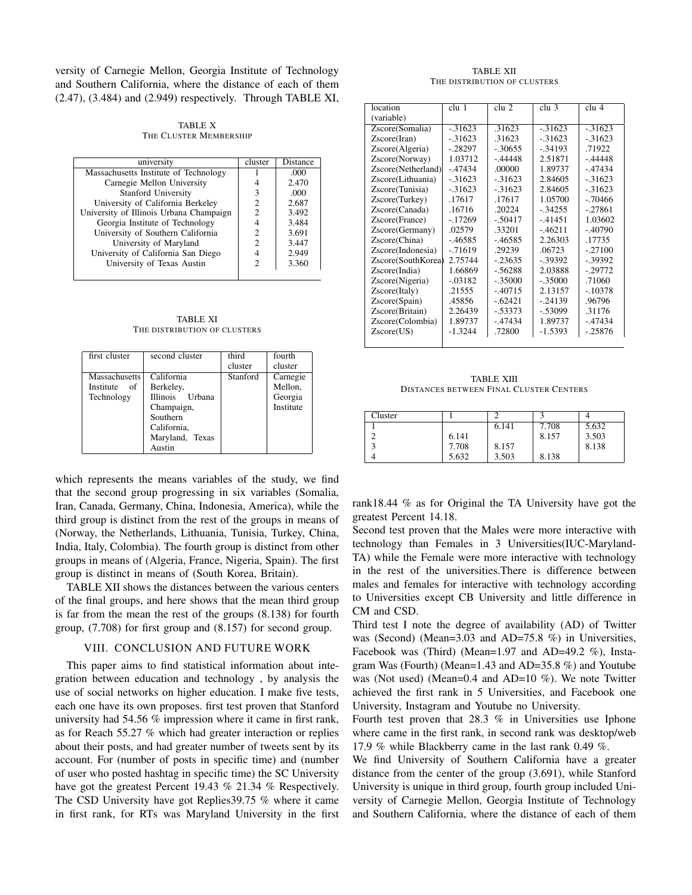versity of Carnegie Mellon, Georgia Institute of Technology and Southern California, where the distance of each of them (2.47), (3.484) and (2.949) respectively. Through TABLE XI,

TABLE X
THE CLUSTER MEMBERSHIP

| university | cluster | Distance |
|---|---|---|
| Massachusetts Institute of Technology | 1 | .000 |
| Carnegie Mellon University | 4 | 2.470 |
| Stanford University | 3 | .000 |
| University of California Berkeley | 2 | 2.687 |
| University of Illinois Urbana Champaign | 2 | 3.492 |
| Georgia Institute of Technology | 4 | 3.484 |
| University of Southern California | 2 | 3.691 |
| University of Maryland | 2 | 3.447 |
| University of California San Diego | 4 | 2.949 |
| University of Texas Austin | 2 | 3.360 |

TABLE XI
THE DISTRIBUTION OF CLUSTERS

| first cluster | second cluster | third cluster | fourth cluster |
|---|---|---|---|
| Massachusetts Institute of Technology | California Berkeley, Illinois Urbana Champaign, Southern California, Maryland, Texas Austin | Stanford | Carnegie Mellon, Georgia Institute |

which represents the means variables of the study, we find that the second group progressing in six variables (Somalia, Iran, Canada, Germany, China, Indonesia, America), while the third group is distinct from the rest of the groups in means of (Norway, the Netherlands, Lithuania, Tunisia, Turkey, China, India, Italy, Colombia). The fourth group is distinct from other groups in means of (Algeria, France, Nigeria, Spain). The first group is distinct in means of (South Korea, Britain).

TABLE XII shows the distances between the various centers of the final groups, and here shows that the mean third group is far from the mean the rest of the groups (8.138) for fourth group, (7.708) for first group and (8.157) for second group.

TABLE XII
THE DISTRIBUTION OF CLUSTERS

| location (variable) | clu 1 | clu 2 | clu 3 | clu 4 |
|---|---|---|---|---|
| Zscore(Somalia) | -.31623 | .31623 | -.31623 | -.31623 |
| Zscore(Iran) | -.31623 | .31623 | -.31623 | -.31623 |
| Zscore(Algeria) | -.28297 | -.30655 | -.34193 | .71922 |
| Zscore(Norway) | 1.03712 | -.44448 | 2.51871 | -.44448 |
| Zscore(Netherland) | -.47434 | .00000 | 1.89737 | -.47434 |
| Zscore(Lithuania) | -.31623 | -.31623 | 2.84605 | -.31623 |
| Zscore(Tunisia) | -.31623 | -.31623 | 2.84605 | -.31623 |
| Zscore(Turkey) | .17617 | .17617 | 1.05700 | -.70466 |
| Zscore(Canada) | .16716 | .20224 | -.34255 | -.27861 |
| Zscore(France) | -.17269 | -.50417 | -.41451 | 1.03602 |
| Zscore(Germany) | .02579 | .33201 | -.46211 | -.40790 |
| Zscore(China) | -.46585 | -.46585 | 2.26303 | .17735 |
| Zscore(Indonesia) | -.71619 | .29239 | .06723 | -.27100 |
| Zscore(SouthKorea) | 2.75744 | -.23635 | -.39392 | -.39392 |
| Zscore(India) | 1.66869 | -.56288 | 2.03888 | -.29772 |
| Zscore(Nigeria) | -.03182 | -.35000 | -.35000 | .71060 |
| Zscore(Italy) | .21555 | -.40715 | 2.13157 | -.10378 |
| Zscore(Spain) | .45856 | -.62421 | -.24139 | .96796 |
| Zscore(Britain) | 2.26439 | -.53373 | -.53099 | .31176 |
| Zscore(Colombia) | 1.89737 | -.47434 | 1.89737 | -.47434 |
| Zscore(US) | -1.3244 | .72800 | -1.5393 | -.25876 |

TABLE XIII
DISTANCES BETWEEN FINAL CLUSTER CENTERS

| Cluster | 1 | 2 | 3 | 4 |
|---|---|---|---|---|
| 1 | | 6.141 | 7.708 | 5.632 |
| 2 | 6.141 | | 8.157 | 3.503 |
| 3 | 7.708 | 8.157 | | 8.138 |
| 4 | 5.632 | 3.503 | 8.138 | |

## VIII. CONCLUSION AND FUTURE WORK

This paper aims to find statistical information about integration between education and technology , by analysis the use of social networks on higher education. I make five tests, each one have its own proposes. first test proven that Stanford university had 54.56 % impression where it came in first rank, as for Reach 55.27 % which had greater interaction or replies about their posts, and had greater number of tweets sent by its account. For (number of posts in specific time) and (number of user who posted hashtag in specific time) the SC University have got the greatest Percent 19.43 % 21.34 % Respectively. The CSD University have got Replies39.75 % where it came in first rank, for RTs was Maryland University in the first rank18.44 % as for Original the TA University have got the greatest Percent 14.18.

Second test proven that the Males were more interactive with technology than Females in 3 Universities(IUC-Maryland-TA) while the Female were more interactive with technology in the rest of the universities.There is difference between males and females for interactive with technology according to Universities except CB University and little difference in CM and CSD.

Third test I note the degree of availability (AD) of Twitter was (Second) (Mean=3.03 and AD=75.8 %) in Universities, Facebook was (Third) (Mean=1.97 and AD=49.2 %), Instagram Was (Fourth) (Mean=1.43 and AD=35.8 %) and Youtube was (Not used) (Mean=0.4 and AD=10 %). We note Twitter achieved the first rank in 5 Universities, and Facebook one University, Instagram and Youtube no University.

Fourth test proven that 28.3 % in Universities use Iphone where came in the first rank, in second rank was desktop/web 17.9 % while Blackberry came in the last rank 0.49 %.

We find University of Southern California have a greater distance from the center of the group (3.691), while Stanford University is unique in third group, fourth group included University of Carnegie Mellon, Georgia Institute of Technology and Southern California, where the distance of each of them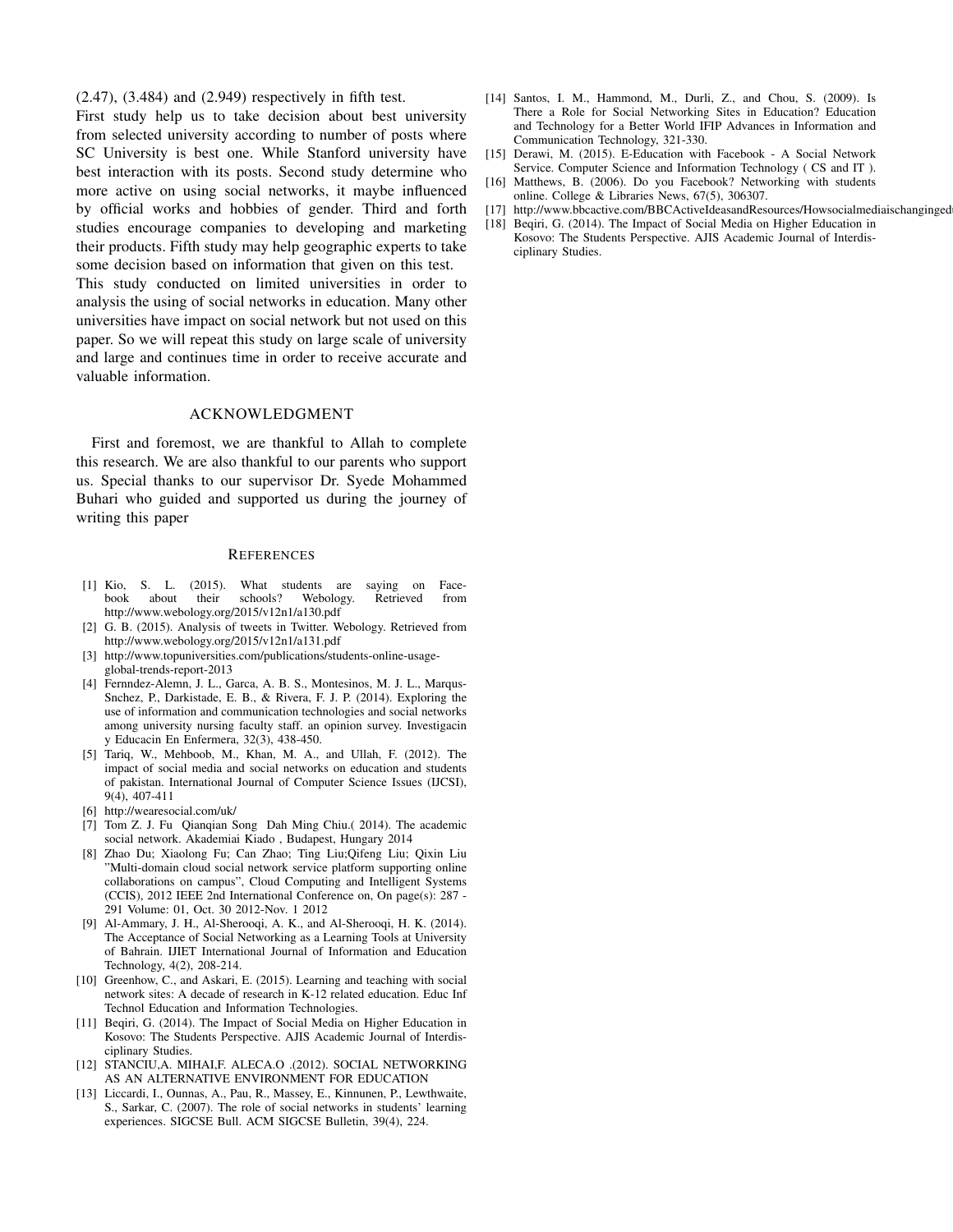(2.47), (3.484) and (2.949) respectively in fifth test.

First study help us to take decision about best university from selected university according to number of posts where SC University is best one. While Stanford university have best interaction with its posts. Second study determine who more active on using social networks, it maybe influenced by official works and hobbies of gender. Third and forth studies encourage companies to developing and marketing their products. Fifth study may help geographic experts to take some decision based on information that given on this test.

This study conducted on limited universities in order to analysis the using of social networks in education. Many other universities have impact on social network but not used on this paper. So we will repeat this study on large scale of university and large and continues time in order to receive accurate and valuable information.

## ACKNOWLEDGMENT

First and foremost, we are thankful to Allah to complete this research. We are also thankful to our parents who support us. Special thanks to our supervisor Dr. Syede Mohammed Buhari who guided and supported us during the journey of writing this paper

## REFERENCES

[1] Kio, S. L. (2015). What students are saying on Facebook about their schools? Webology. Retrieved from http://www.webology.org/2015/v12n1/a130.pdf

[2] G. B. (2015). Analysis of tweets in Twitter. Webology. Retrieved from http://www.webology.org/2015/v12n1/a131.pdf

[3] http://www.topuniversities.com/publications/students-online-usage-global-trends-report-2013

[4] Fernndez-Alemn, J. L., Garca, A. B. S., Montesinos, M. J. L., Marqus-Snchez, P., Darkistade, E. B., & Rivera, F. J. P. (2014). Exploring the use of information and communication technologies and social networks among university nursing faculty staff. an opinion survey. Investigacin y Educacin En Enfermera, 32(3), 438-450.

[5] Tariq, W., Mehboob, M., Khan, M. A., and Ullah, F. (2012). The impact of social media and social networks on education and students of pakistan. International Journal of Computer Science Issues (IJCSI), 9(4), 407-411

[6] http://wearesocial.com/uk/

[7] Tom Z. J. Fu Qianqian Song Dah Ming Chiu.( 2014). The academic social network. Akademiai Kiado , Budapest, Hungary 2014

[8] Zhao Du; Xiaolong Fu; Can Zhao; Ting Liu;Qifeng Liu; Qixin Liu "Multi-domain cloud social network service platform supporting online collaborations on campus", Cloud Computing and Intelligent Systems (CCIS), 2012 IEEE 2nd International Conference on, On page(s): 287 - 291 Volume: 01, Oct. 30 2012-Nov. 1 2012

[9] Al-Ammary, J. H., Al-Sherooqi, A. K., and Al-Sherooqi, H. K. (2014). The Acceptance of Social Networking as a Learning Tools at University of Bahrain. IJIET International Journal of Information and Education Technology, 4(2), 208-214.

[10] Greenhow, C., and Askari, E. (2015). Learning and teaching with social network sites: A decade of research in K-12 related education. Educ Inf Technol Education and Information Technologies.

[11] Beqiri, G. (2014). The Impact of Social Media on Higher Education in Kosovo: The Students Perspective. AJIS Academic Journal of Interdisciplinary Studies.

[12] STANCIU,A. MIHAI,F. ALECA.O .(2012). SOCIAL NETWORKING AS AN ALTERNATIVE ENVIRONMENT FOR EDUCATION

[13] Liccardi, I., Ounnas, A., Pau, R., Massey, E., Kinnunen, P., Lewthwaite, S., Sarkar, C. (2007). The role of social networks in students' learning experiences. SIGCSE Bull. ACM SIGCSE Bulletin, 39(4), 224.

[14] Santos, I. M., Hammond, M., Durli, Z., and Chou, S. (2009). Is There a Role for Social Networking Sites in Education? Education and Technology for a Better World IFIP Advances in Information and Communication Technology, 321-330.

[15] Derawi, M. (2015). E-Education with Facebook - A Social Network Service. Computer Science and Information Technology ( CS and IT ).

[16] Matthews, B. (2006). Do you Facebook? Networking with students online. College & Libraries News, 67(5), 306307.

[17] http://www.bbcactive.com/BBCActiveIdeasandResources/Howsocialmediaischanginged

[18] Beqiri, G. (2014). The Impact of Social Media on Higher Education in Kosovo: The Students Perspective. AJIS Academic Journal of Interdisciplinary Studies.